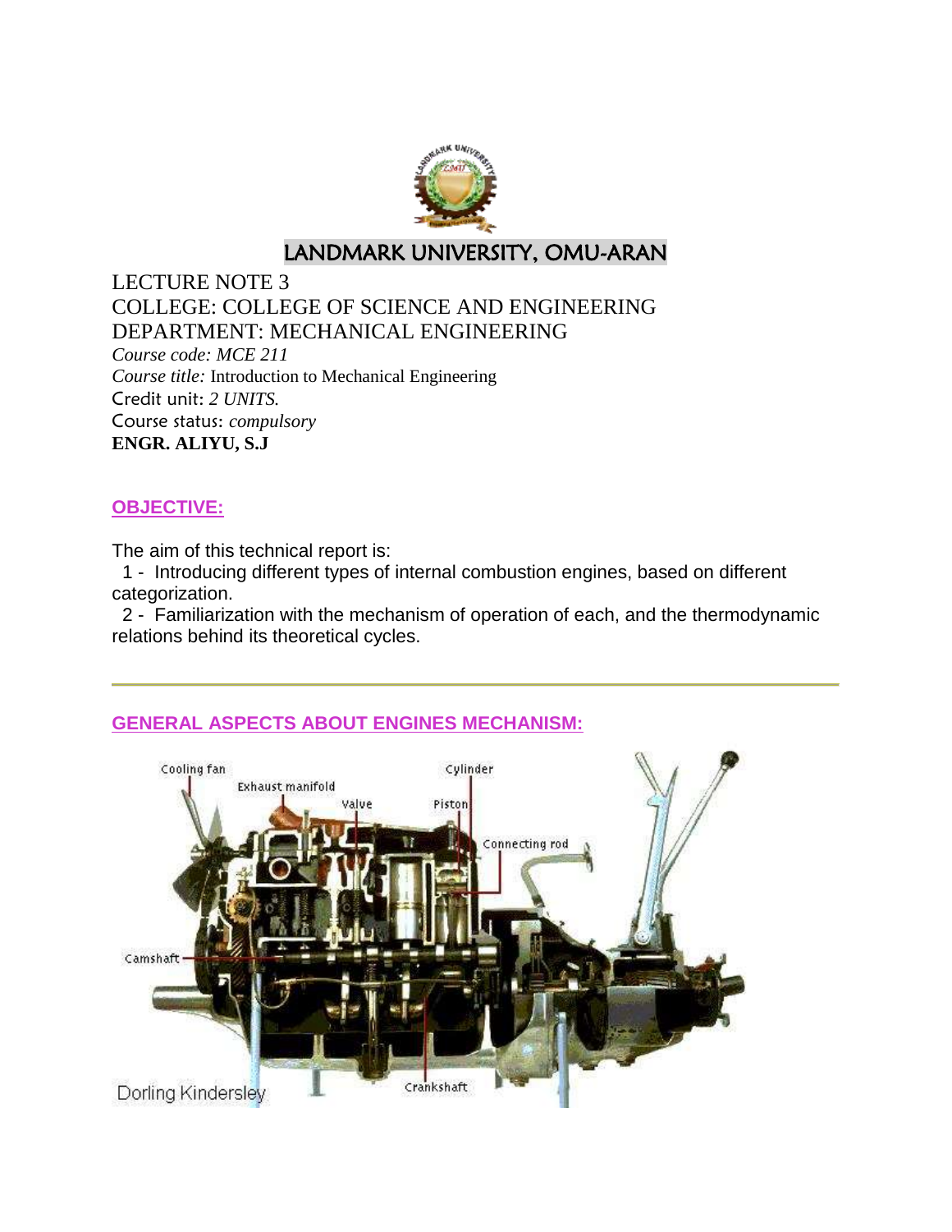# LANDMARK UNIVERSITY, OMU-ARAN

LECTURE NOTE 3
COLLEGE: COLLEGE OF SCIENCE AND ENGINEERING
DEPARTMENT: MECHANICAL ENGINEERING
*Course code: MCE 211*
*Course title:* Introduction to Mechanical Engineering
Credit unit: *2 UNITS.*
Course status: *compulsory*
**ENGR. ALIYU, S.J**

## OBJECTIVE:

The aim of this technical report is:

1 - Introducing different types of internal combustion engines, based on different categorization.

2 - Familiarization with the mechanism of operation of each, and the thermodynamic relations behind its theoretical cycles.

---

## GENERAL ASPECTS ABOUT ENGINES MECHANISM: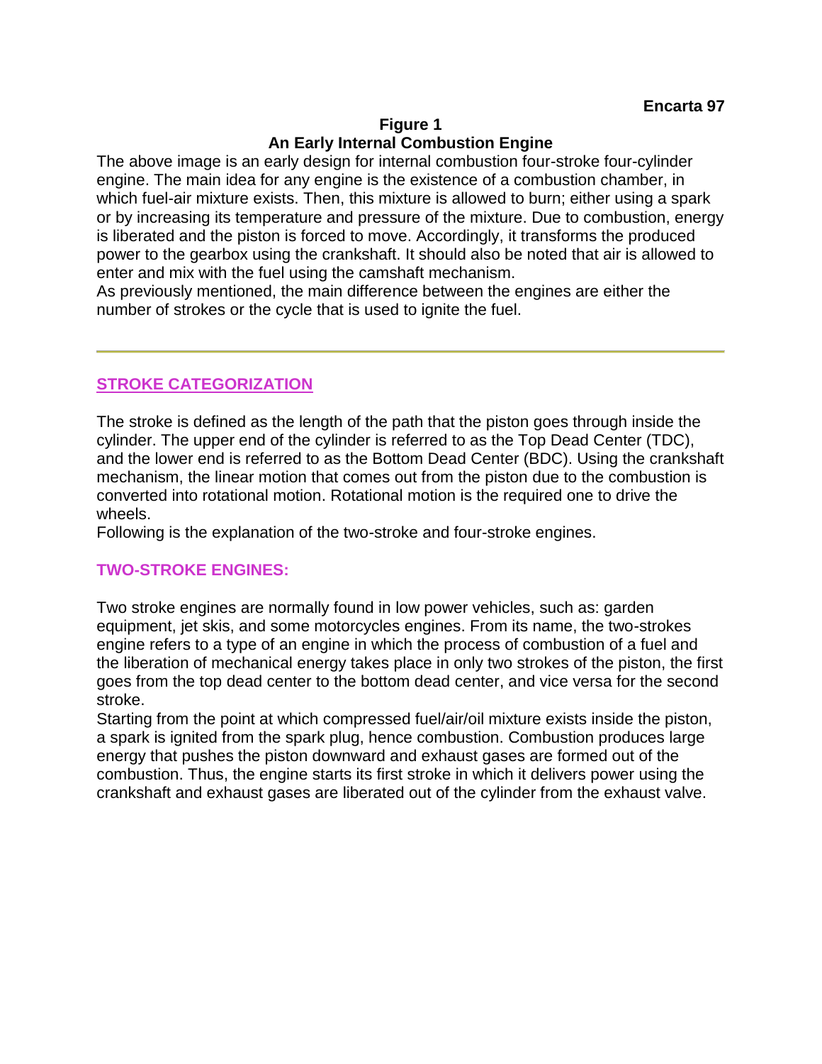**Encarta 97**

**Figure 1**
**An Early Internal Combustion Engine**

The above image is an early design for internal combustion four-stroke four-cylinder engine. The main idea for any engine is the existence of a combustion chamber, in which fuel-air mixture exists. Then, this mixture is allowed to burn; either using a spark or by increasing its temperature and pressure of the mixture. Due to combustion, energy is liberated and the piston is forced to move. Accordingly, it transforms the produced power to the gearbox using the crankshaft. It should also be noted that air is allowed to enter and mix with the fuel using the camshaft mechanism.
As previously mentioned, the main difference between the engines are either the number of strokes or the cycle that is used to ignite the fuel.

---

## STROKE CATEGORIZATION

The stroke is defined as the length of the path that the piston goes through inside the cylinder. The upper end of the cylinder is referred to as the Top Dead Center (TDC), and the lower end is referred to as the Bottom Dead Center (BDC). Using the crankshaft mechanism, the linear motion that comes out from the piston due to the combustion is converted into rotational motion. Rotational motion is the required one to drive the wheels.
Following is the explanation of the two-stroke and four-stroke engines.

### TWO-STROKE ENGINES:

Two stroke engines are normally found in low power vehicles, such as: garden equipment, jet skis, and some motorcycles engines. From its name, the two-strokes engine refers to a type of an engine in which the process of combustion of a fuel and the liberation of mechanical energy takes place in only two strokes of the piston, the first goes from the top dead center to the bottom dead center, and vice versa for the second stroke.
Starting from the point at which compressed fuel/air/oil mixture exists inside the piston, a spark is ignited from the spark plug, hence combustion. Combustion produces large energy that pushes the piston downward and exhaust gases are formed out of the combustion. Thus, the engine starts its first stroke in which it delivers power using the crankshaft and exhaust gases are liberated out of the cylinder from the exhaust valve.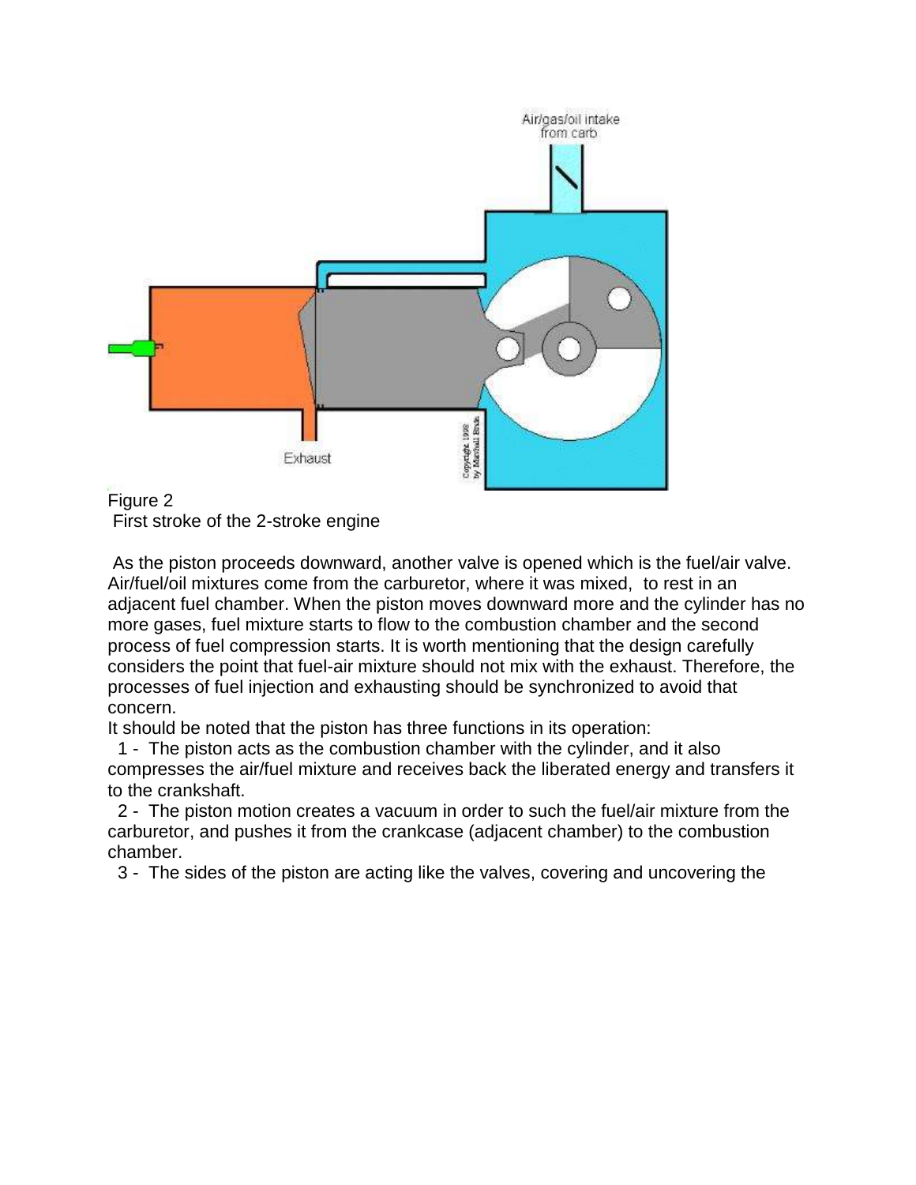Figure 2
First stroke of the 2-stroke engine

As the piston proceeds downward, another valve is opened which is the fuel/air valve. Air/fuel/oil mixtures come from the carburetor, where it was mixed, to rest in an adjacent fuel chamber. When the piston moves downward more and the cylinder has no more gases, fuel mixture starts to flow to the combustion chamber and the second process of fuel compression starts. It is worth mentioning that the design carefully considers the point that fuel-air mixture should not mix with the exhaust. Therefore, the processes of fuel injection and exhausting should be synchronized to avoid that concern.

It should be noted that the piston has three functions in its operation:

1 - The piston acts as the combustion chamber with the cylinder, and it also compresses the air/fuel mixture and receives back the liberated energy and transfers it to the crankshaft.

2 - The piston motion creates a vacuum in order to such the fuel/air mixture from the carburetor, and pushes it from the crankcase (adjacent chamber) to the combustion chamber.

3 - The sides of the piston are acting like the valves, covering and uncovering the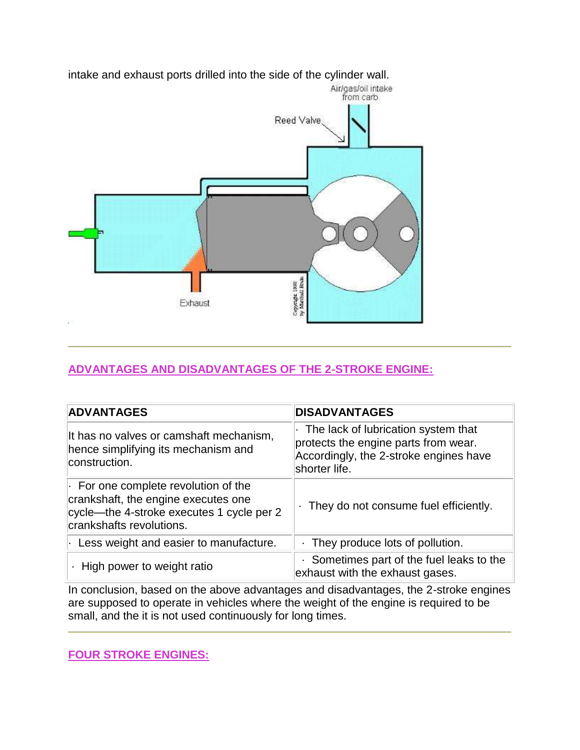intake and exhaust ports drilled into the side of the cylinder wall.

---

## ADVANTAGES AND DISADVANTAGES OF THE 2-STROKE ENGINE:

| ADVANTAGES | DISADVANTAGES |
| --- | --- |
| It has no valves or camshaft mechanism, hence simplifying its mechanism and construction. | · The lack of lubrication system that protects the engine parts from wear. Accordingly, the 2-stroke engines have shorter life. |
| · For one complete revolution of the crankshaft, the engine executes one cycle—the 4-stroke executes 1 cycle per 2 crankshafts revolutions. | · They do not consume fuel efficiently. |
| · Less weight and easier to manufacture. | · They produce lots of pollution. |
| · High power to weight ratio | · Sometimes part of the fuel leaks to the exhaust with the exhaust gases. |

In conclusion, based on the above advantages and disadvantages, the 2-stroke engines are supposed to operate in vehicles where the weight of the engine is required to be small, and the it is not used continuously for long times.

---

## FOUR STROKE ENGINES: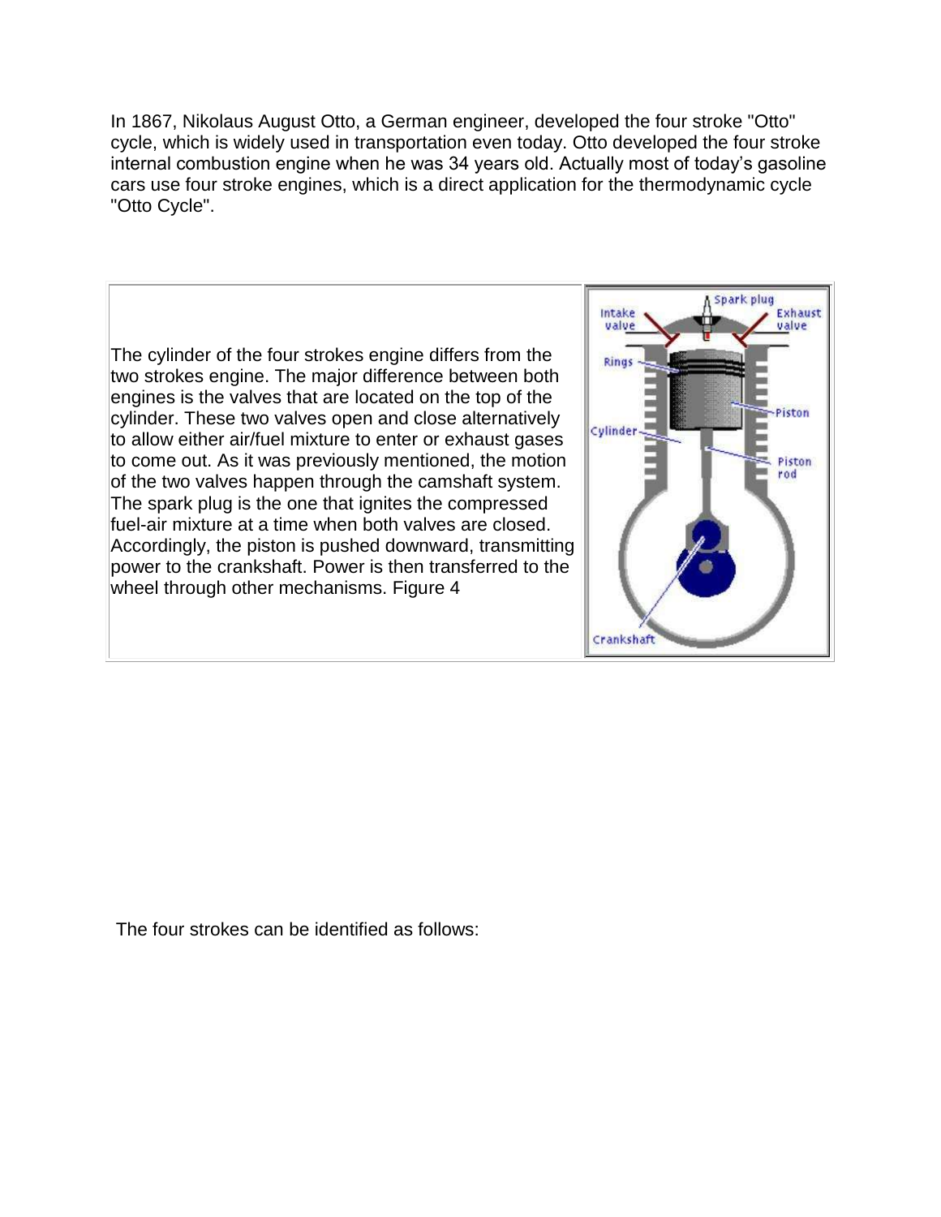In 1867, Nikolaus August Otto, a German engineer, developed the four stroke "Otto" cycle, which is widely used in transportation even today. Otto developed the four stroke internal combustion engine when he was 34 years old. Actually most of today's gasoline cars use four stroke engines, which is a direct application for the thermodynamic cycle "Otto Cycle".

The cylinder of the four strokes engine differs from the two strokes engine. The major difference between both engines is the valves that are located on the top of the cylinder. These two valves open and close alternatively to allow either air/fuel mixture to enter or exhaust gases to come out. As it was previously mentioned, the motion of the two valves happen through the camshaft system. The spark plug is the one that ignites the compressed fuel-air mixture at a time when both valves are closed. Accordingly, the piston is pushed downward, transmitting power to the crankshaft. Power is then transferred to the wheel through other mechanisms. Figure 4

The four strokes can be identified as follows: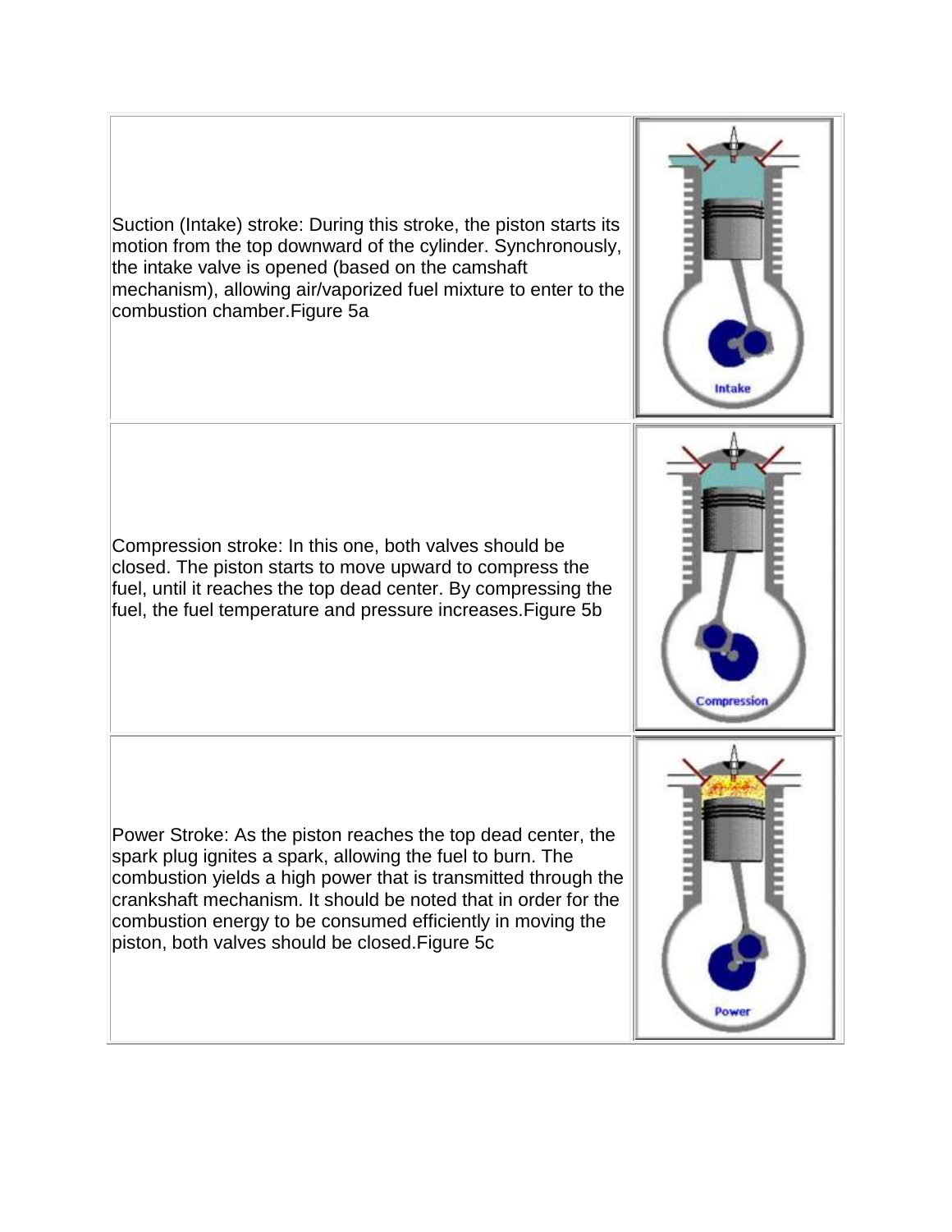Suction (Intake) stroke: During this stroke, the piston starts its motion from the top downward of the cylinder. Synchronously, the intake valve is opened (based on the camshaft mechanism), allowing air/vaporized fuel mixture to enter to the combustion chamber.Figure 5a

Compression stroke: In this one, both valves should be closed. The piston starts to move upward to compress the fuel, until it reaches the top dead center. By compressing the fuel, the fuel temperature and pressure increases.Figure 5b

Power Stroke: As the piston reaches the top dead center, the spark plug ignites a spark, allowing the fuel to burn. The combustion yields a high power that is transmitted through the crankshaft mechanism. It should be noted that in order for the combustion energy to be consumed efficiently in moving the piston, both valves should be closed.Figure 5c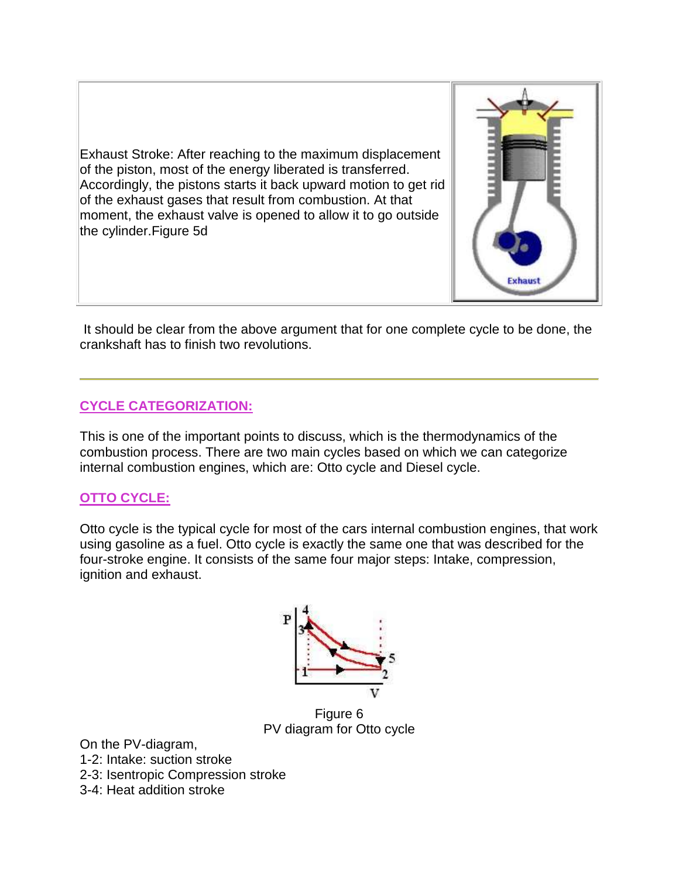Exhaust Stroke: After reaching to the maximum displacement of the piston, most of the energy liberated is transferred. Accordingly, the pistons starts it back upward motion to get rid of the exhaust gases that result from combustion. At that moment, the exhaust valve is opened to allow it to go outside the cylinder.Figure 5d

It should be clear from the above argument that for one complete cycle to be done, the crankshaft has to finish two revolutions.

---

## CYCLE CATEGORIZATION:

This is one of the important points to discuss, which is the thermodynamics of the combustion process. There are two main cycles based on which we can categorize internal combustion engines, which are: Otto cycle and Diesel cycle.

## OTTO CYCLE:

Otto cycle is the typical cycle for most of the cars internal combustion engines, that work using gasoline as a fuel. Otto cycle is exactly the same one that was described for the four-stroke engine. It consists of the same four major steps: Intake, compression, ignition and exhaust.

Figure 6
PV diagram for Otto cycle

On the PV-diagram,
1-2: Intake: suction stroke
2-3: Isentropic Compression stroke
3-4: Heat addition stroke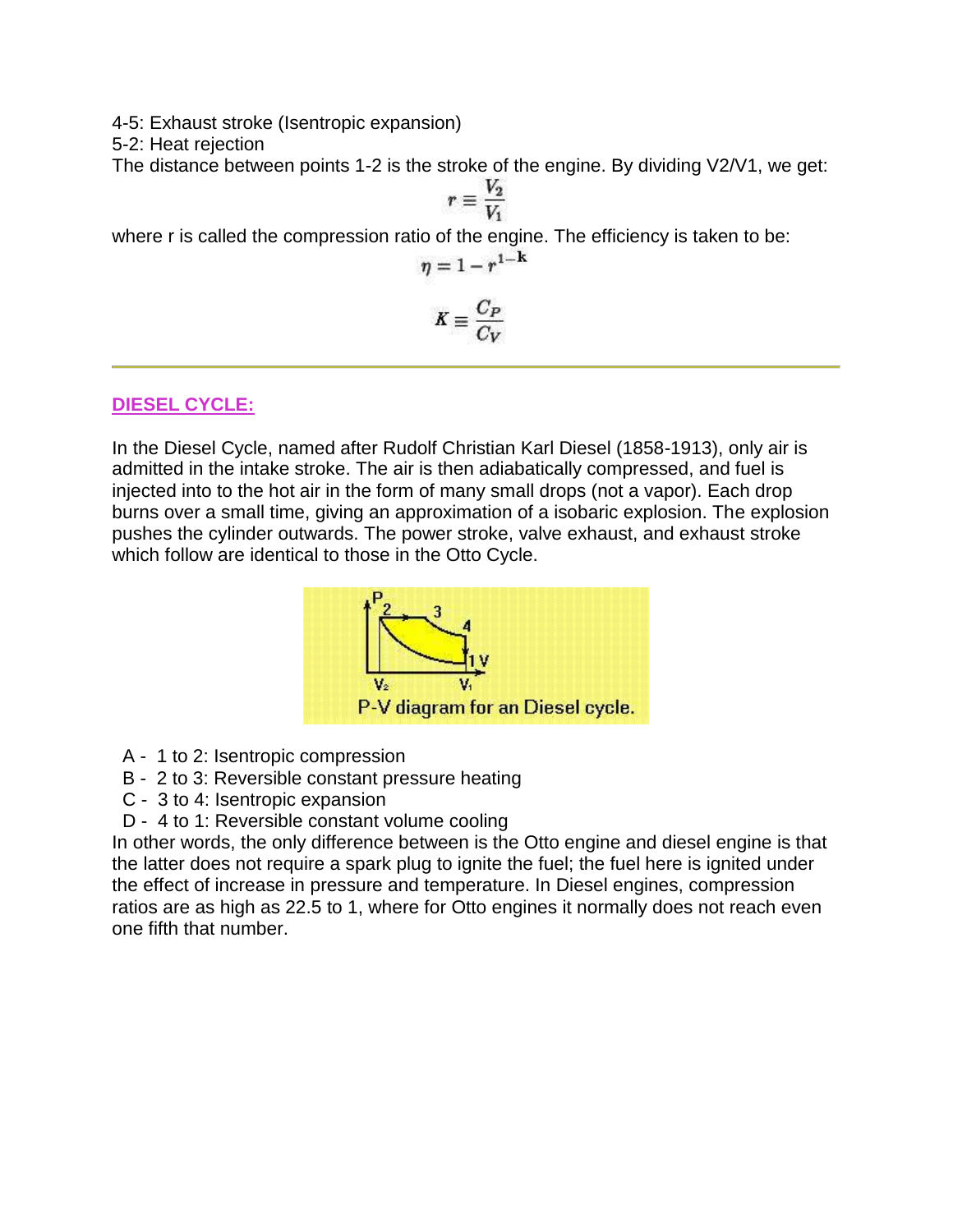4-5: Exhaust stroke (Isentropic expansion)

5-2: Heat rejection

The distance between points 1-2 is the stroke of the engine. By dividing V2/V1, we get:

$$r \equiv \frac{V_2}{V_1}$$

where r is called the compression ratio of the engine. The efficiency is taken to be:

$$\eta = 1 - r^{1-k}$$

$$K \equiv \frac{C_P}{C_V}$$

---

## DIESEL CYCLE:

In the Diesel Cycle, named after Rudolf Christian Karl Diesel (1858-1913), only air is admitted in the intake stroke. The air is then adiabatically compressed, and fuel is injected into to the hot air in the form of many small drops (not a vapor). Each drop burns over a small time, giving an approximation of a isobaric explosion. The explosion pushes the cylinder outwards. The power stroke, valve exhaust, and exhaust stroke which follow are identical to those in the Otto Cycle.

P-V diagram for an Diesel cycle.

- A - 1 to 2: Isentropic compression
- B - 2 to 3: Reversible constant pressure heating
- C - 3 to 4: Isentropic expansion
- D - 4 to 1: Reversible constant volume cooling

In other words, the only difference between is the Otto engine and diesel engine is that the latter does not require a spark plug to ignite the fuel; the fuel here is ignited under the effect of increase in pressure and temperature. In Diesel engines, compression ratios are as high as 22.5 to 1, where for Otto engines it normally does not reach even one fifth that number.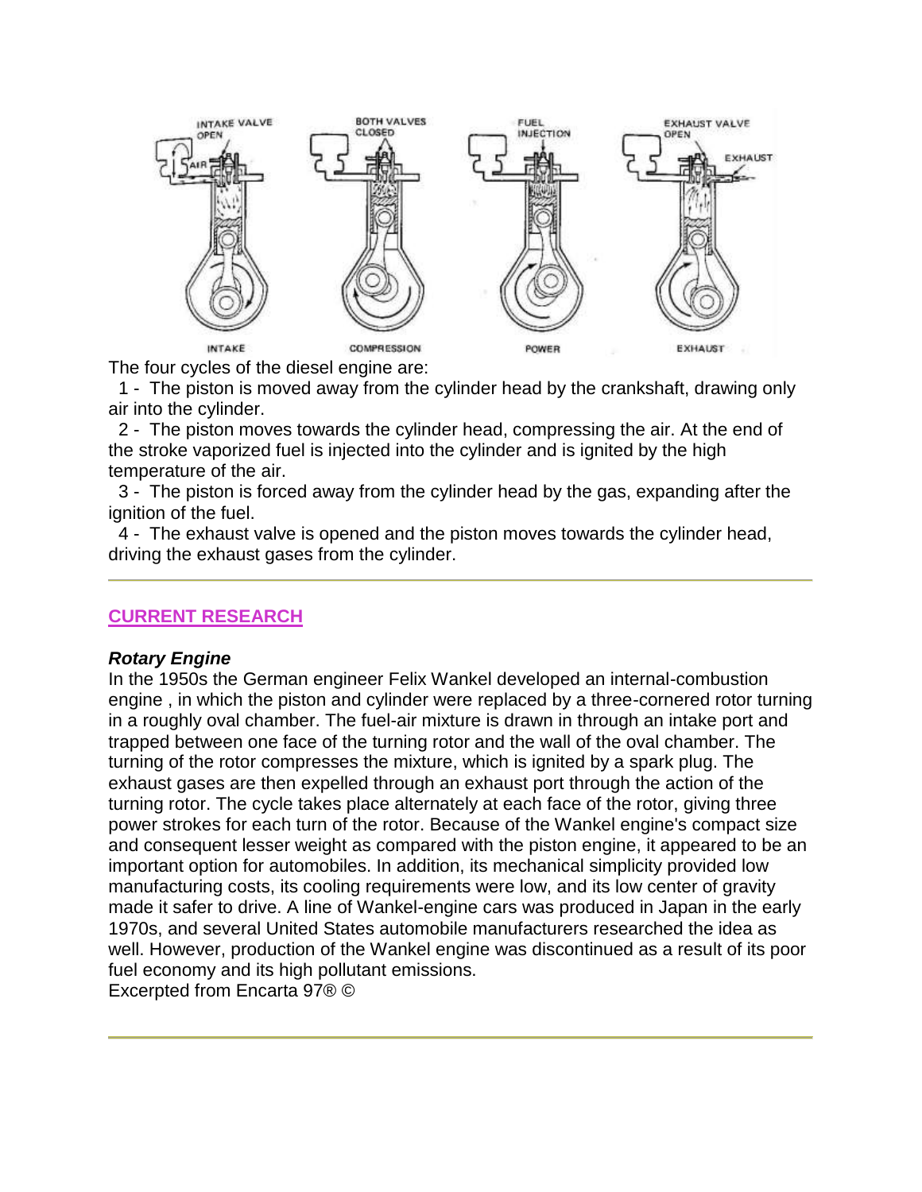The four cycles of the diesel engine are:

1 - The piston is moved away from the cylinder head by the crankshaft, drawing only air into the cylinder.

2 - The piston moves towards the cylinder head, compressing the air. At the end of the stroke vaporized fuel is injected into the cylinder and is ignited by the high temperature of the air.

3 - The piston is forced away from the cylinder head by the gas, expanding after the ignition of the fuel.

4 - The exhaust valve is opened and the piston moves towards the cylinder head, driving the exhaust gases from the cylinder.

---

## CURRENT RESEARCH

### *Rotary Engine*

In the 1950s the German engineer Felix Wankel developed an internal-combustion engine , in which the piston and cylinder were replaced by a three-cornered rotor turning in a roughly oval chamber. The fuel-air mixture is drawn in through an intake port and trapped between one face of the turning rotor and the wall of the oval chamber. The turning of the rotor compresses the mixture, which is ignited by a spark plug. The exhaust gases are then expelled through an exhaust port through the action of the turning rotor. The cycle takes place alternately at each face of the rotor, giving three power strokes for each turn of the rotor. Because of the Wankel engine's compact size and consequent lesser weight as compared with the piston engine, it appeared to be an important option for automobiles. In addition, its mechanical simplicity provided low manufacturing costs, its cooling requirements were low, and its low center of gravity made it safer to drive. A line of Wankel-engine cars was produced in Japan in the early 1970s, and several United States automobile manufacturers researched the idea as well. However, production of the Wankel engine was discontinued as a result of its poor fuel economy and its high pollutant emissions.

Excerpted from Encarta 97® ©

---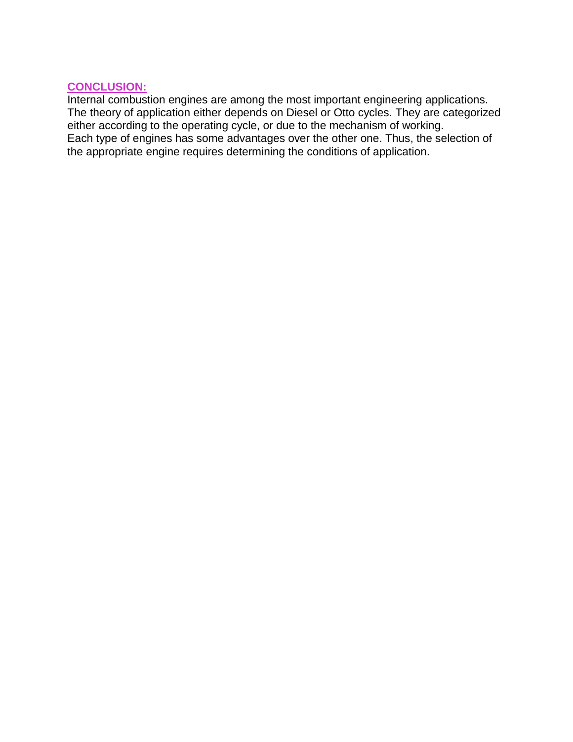## CONCLUSION:

Internal combustion engines are among the most important engineering applications. The theory of application either depends on Diesel or Otto cycles. They are categorized either according to the operating cycle, or due to the mechanism of working.

Each type of engines has some advantages over the other one. Thus, the selection of the appropriate engine requires determining the conditions of application.